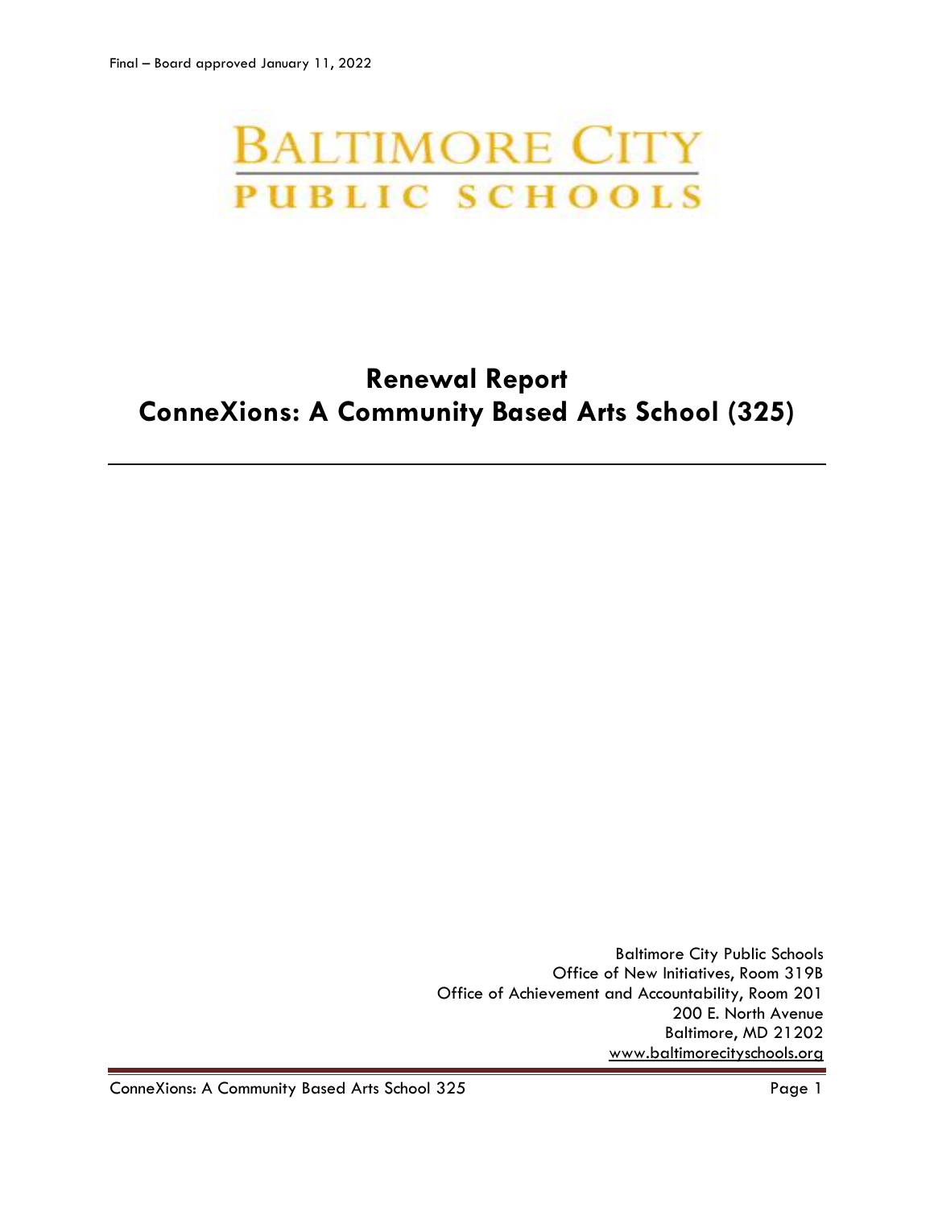Final – Board approved January 11, 2022

BALTIMORE CITY
PUBLIC SCHOOLS

# Renewal Report
# ConneXions: A Community Based Arts School (325)

---

Baltimore City Public Schools
Office of New Initiatives, Room 319B
Office of Achievement and Accountability, Room 201
200 E. North Avenue
Baltimore, MD 21202
www.baltimorecityschools.org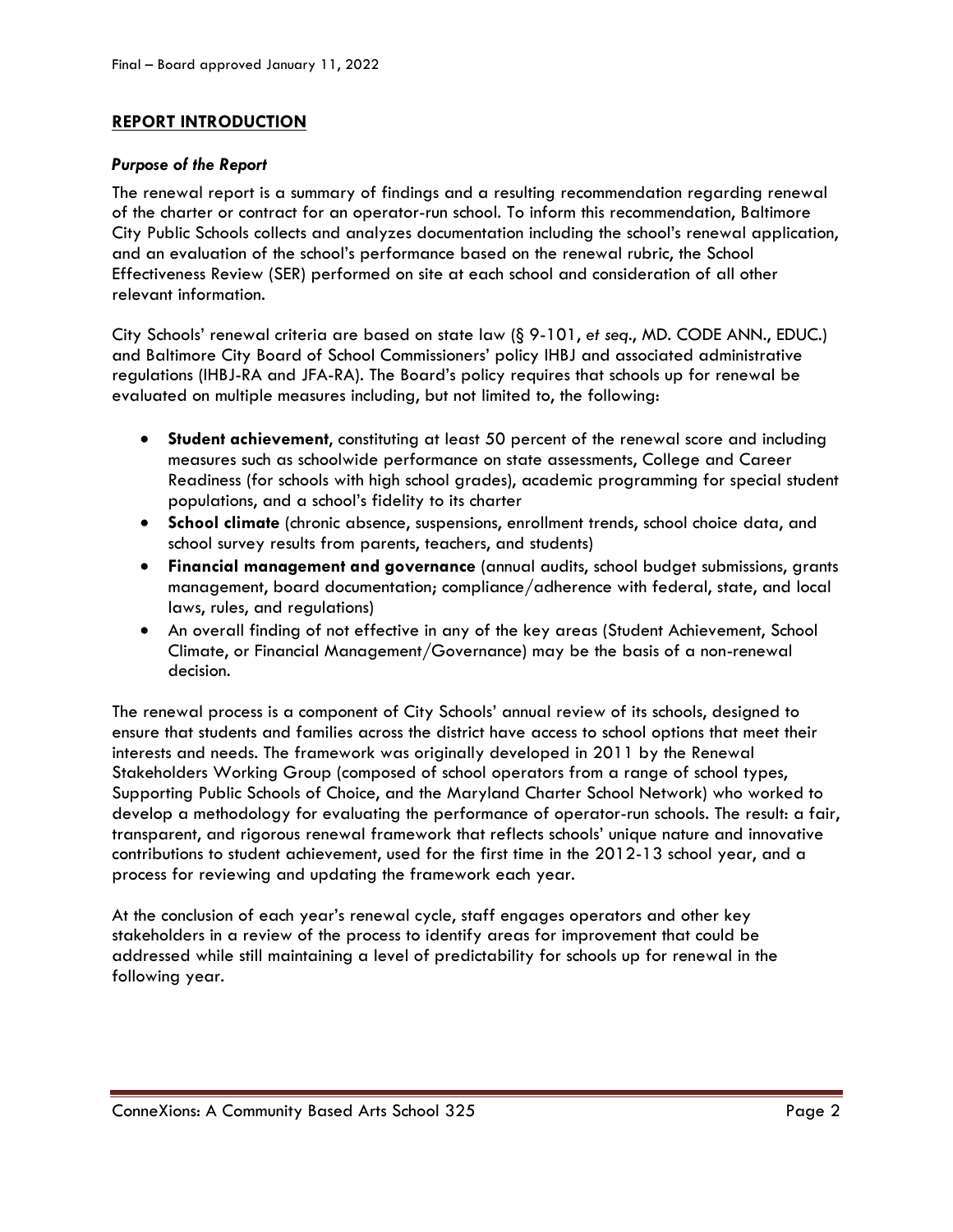## REPORT INTRODUCTION

### *Purpose of the Report*

The renewal report is a summary of findings and a resulting recommendation regarding renewal of the charter or contract for an operator-run school. To inform this recommendation, Baltimore City Public Schools collects and analyzes documentation including the school's renewal application, and an evaluation of the school's performance based on the renewal rubric, the School Effectiveness Review (SER) performed on site at each school and consideration of all other relevant information.

City Schools' renewal criteria are based on state law (§ 9-101, *et seq.*, MD. CODE ANN., EDUC.) and Baltimore City Board of School Commissioners' policy IHBJ and associated administrative regulations (IHBJ-RA and JFA-RA). The Board's policy requires that schools up for renewal be evaluated on multiple measures including, but not limited to, the following:

- **Student achievement**, constituting at least 50 percent of the renewal score and including measures such as schoolwide performance on state assessments, College and Career Readiness (for schools with high school grades), academic programming for special student populations, and a school's fidelity to its charter
- **School climate** (chronic absence, suspensions, enrollment trends, school choice data, and school survey results from parents, teachers, and students)
- **Financial management and governance** (annual audits, school budget submissions, grants management, board documentation; compliance/adherence with federal, state, and local laws, rules, and regulations)
- An overall finding of not effective in any of the key areas (Student Achievement, School Climate, or Financial Management/Governance) may be the basis of a non-renewal decision.

The renewal process is a component of City Schools' annual review of its schools, designed to ensure that students and families across the district have access to school options that meet their interests and needs. The framework was originally developed in 2011 by the Renewal Stakeholders Working Group (composed of school operators from a range of school types, Supporting Public Schools of Choice, and the Maryland Charter School Network) who worked to develop a methodology for evaluating the performance of operator-run schools. The result: a fair, transparent, and rigorous renewal framework that reflects schools' unique nature and innovative contributions to student achievement, used for the first time in the 2012-13 school year, and a process for reviewing and updating the framework each year.

At the conclusion of each year's renewal cycle, staff engages operators and other key stakeholders in a review of the process to identify areas for improvement that could be addressed while still maintaining a level of predictability for schools up for renewal in the following year.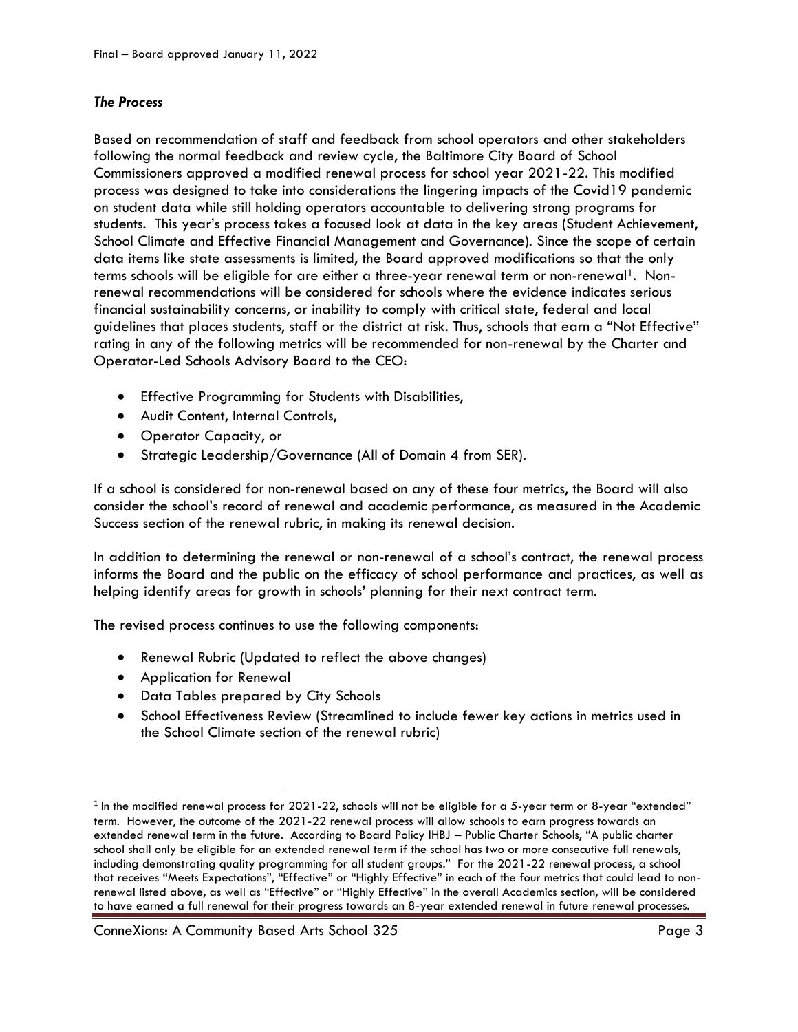***The Process***

Based on recommendation of staff and feedback from school operators and other stakeholders following the normal feedback and review cycle, the Baltimore City Board of School Commissioners approved a modified renewal process for school year 2021-22. This modified process was designed to take into considerations the lingering impacts of the Covid19 pandemic on student data while still holding operators accountable to delivering strong programs for students. This year's process takes a focused look at data in the key areas (Student Achievement, School Climate and Effective Financial Management and Governance). Since the scope of certain data items like state assessments is limited, the Board approved modifications so that the only terms schools will be eligible for are either a three-year renewal term or non-renewal[1]. Non-renewal recommendations will be considered for schools where the evidence indicates serious financial sustainability concerns, or inability to comply with critical state, federal and local guidelines that places students, staff or the district at risk. Thus, schools that earn a "Not Effective" rating in any of the following metrics will be recommended for non-renewal by the Charter and Operator-Led Schools Advisory Board to the CEO:

- Effective Programming for Students with Disabilities,
- Audit Content, Internal Controls,
- Operator Capacity, or
- Strategic Leadership/Governance (All of Domain 4 from SER).

If a school is considered for non-renewal based on any of these four metrics, the Board will also consider the school's record of renewal and academic performance, as measured in the Academic Success section of the renewal rubric, in making its renewal decision.

In addition to determining the renewal or non-renewal of a school's contract, the renewal process informs the Board and the public on the efficacy of school performance and practices, as well as helping identify areas for growth in schools' planning for their next contract term.

The revised process continues to use the following components:

- Renewal Rubric (Updated to reflect the above changes)
- Application for Renewal
- Data Tables prepared by City Schools
- School Effectiveness Review (Streamlined to include fewer key actions in metrics used in the School Climate section of the renewal rubric)

---

[1] In the modified renewal process for 2021-22, schools will not be eligible for a 5-year term or 8-year "extended" term. However, the outcome of the 2021-22 renewal process will allow schools to earn progress towards an extended renewal term in the future. According to Board Policy IHBJ – Public Charter Schools, "A public charter school shall only be eligible for an extended renewal term if the school has two or more consecutive full renewals, including demonstrating quality programming for all student groups." For the 2021-22 renewal process, a school that receives "Meets Expectations", "Effective" or "Highly Effective" in each of the four metrics that could lead to non-renewal listed above, as well as "Effective" or "Highly Effective" in the overall Academics section, will be considered to have earned a full renewal for their progress towards an 8-year extended renewal in future renewal processes.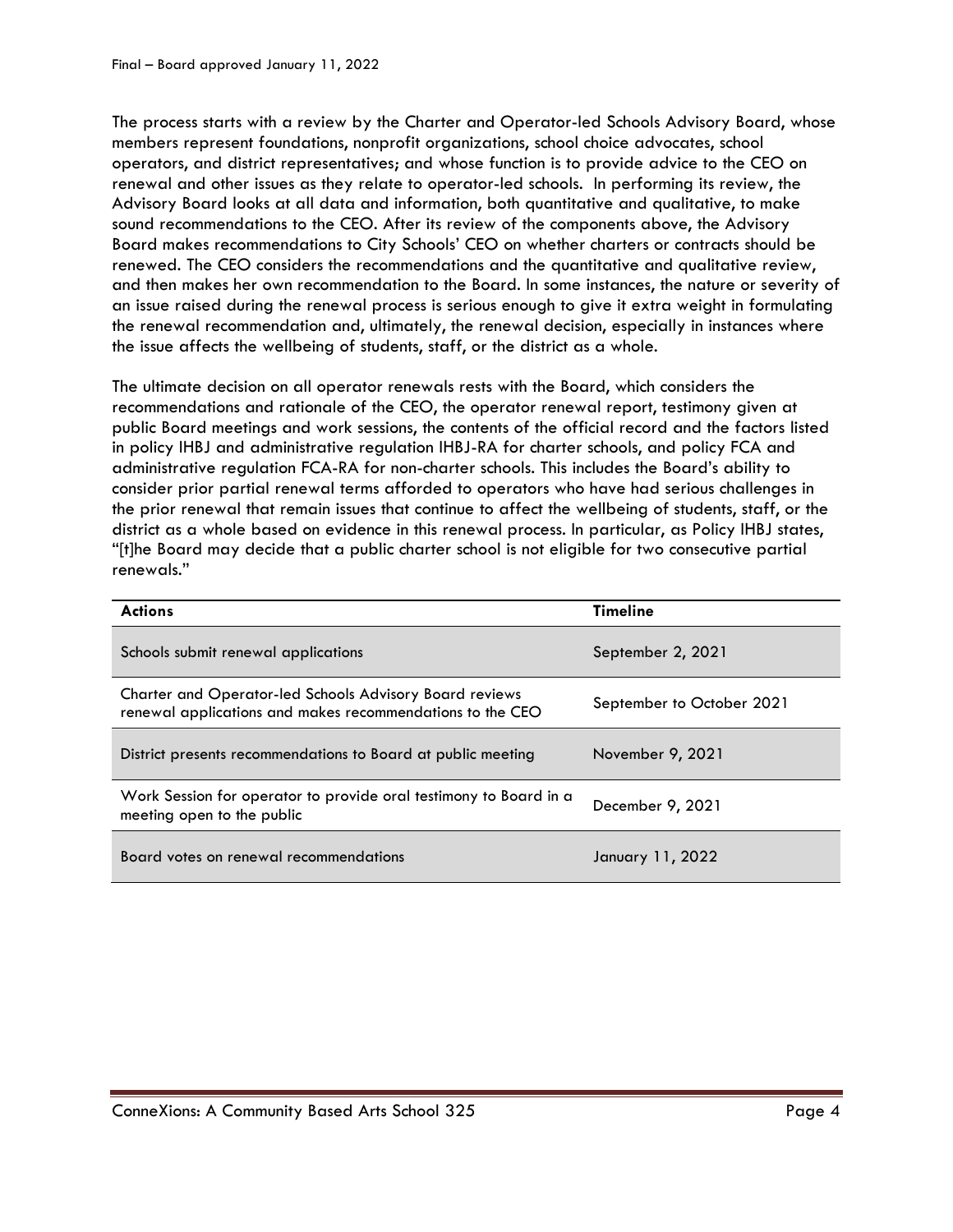The process starts with a review by the Charter and Operator-led Schools Advisory Board, whose members represent foundations, nonprofit organizations, school choice advocates, school operators, and district representatives; and whose function is to provide advice to the CEO on renewal and other issues as they relate to operator-led schools. In performing its review, the Advisory Board looks at all data and information, both quantitative and qualitative, to make sound recommendations to the CEO. After its review of the components above, the Advisory Board makes recommendations to City Schools' CEO on whether charters or contracts should be renewed. The CEO considers the recommendations and the quantitative and qualitative review, and then makes her own recommendation to the Board. In some instances, the nature or severity of an issue raised during the renewal process is serious enough to give it extra weight in formulating the renewal recommendation and, ultimately, the renewal decision, especially in instances where the issue affects the wellbeing of students, staff, or the district as a whole.

The ultimate decision on all operator renewals rests with the Board, which considers the recommendations and rationale of the CEO, the operator renewal report, testimony given at public Board meetings and work sessions, the contents of the official record and the factors listed in policy IHBJ and administrative regulation IHBJ-RA for charter schools, and policy FCA and administrative regulation FCA-RA for non-charter schools. This includes the Board's ability to consider prior partial renewal terms afforded to operators who have had serious challenges in the prior renewal that remain issues that continue to affect the wellbeing of students, staff, or the district as a whole based on evidence in this renewal process. In particular, as Policy IHBJ states, "[t]he Board may decide that a public charter school is not eligible for two consecutive partial renewals."

| Actions | Timeline |
|---|---|
| Schools submit renewal applications | September 2, 2021 |
| Charter and Operator-led Schools Advisory Board reviews renewal applications and makes recommendations to the CEO | September to October 2021 |
| District presents recommendations to Board at public meeting | November 9, 2021 |
| Work Session for operator to provide oral testimony to Board in a meeting open to the public | December 9, 2021 |
| Board votes on renewal recommendations | January 11, 2022 |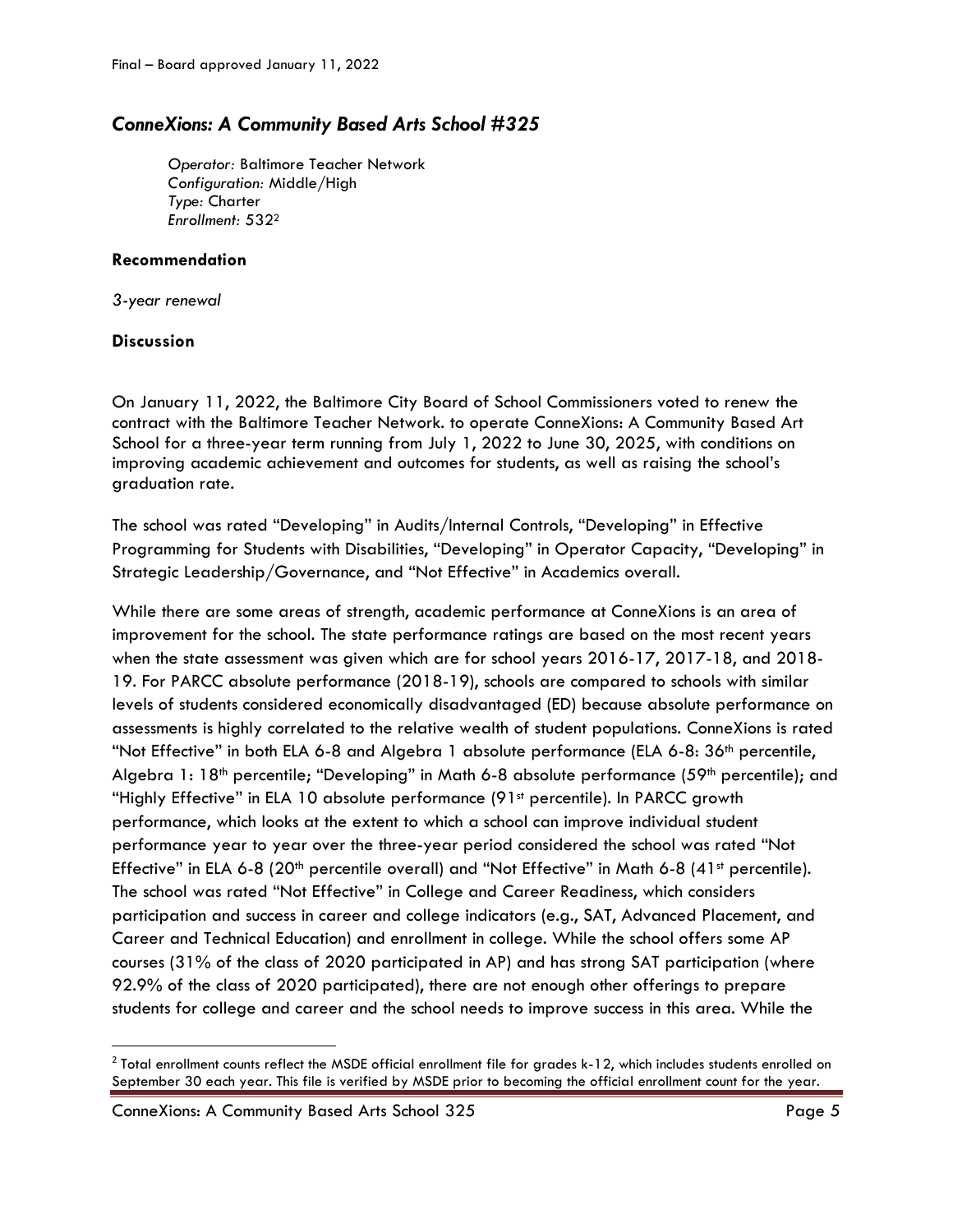## *ConneXions: A Community Based Arts School #325*

*Operator:* Baltimore Teacher Network
*Configuration:* Middle/High
*Type:* Charter
*Enrollment:* 532[2]

### Recommendation

*3-year renewal*

### Discussion

On January 11, 2022, the Baltimore City Board of School Commissioners voted to renew the contract with the Baltimore Teacher Network. to operate ConneXions: A Community Based Art School for a three-year term running from July 1, 2022 to June 30, 2025, with conditions on improving academic achievement and outcomes for students, as well as raising the school's graduation rate.

The school was rated "Developing" in Audits/Internal Controls, "Developing" in Effective Programming for Students with Disabilities, "Developing" in Operator Capacity, "Developing" in Strategic Leadership/Governance, and "Not Effective" in Academics overall.

While there are some areas of strength, academic performance at ConneXions is an area of improvement for the school. The state performance ratings are based on the most recent years when the state assessment was given which are for school years 2016-17, 2017-18, and 2018-19. For PARCC absolute performance (2018-19), schools are compared to schools with similar levels of students considered economically disadvantaged (ED) because absolute performance on assessments is highly correlated to the relative wealth of student populations. ConneXions is rated "Not Effective" in both ELA 6-8 and Algebra 1 absolute performance (ELA 6-8: 36th percentile, Algebra 1: 18th percentile; "Developing" in Math 6-8 absolute performance (59th percentile); and "Highly Effective" in ELA 10 absolute performance (91st percentile). In PARCC growth performance, which looks at the extent to which a school can improve individual student performance year to year over the three-year period considered the school was rated "Not Effective" in ELA 6-8 (20th percentile overall) and "Not Effective" in Math 6-8 (41st percentile). The school was rated "Not Effective" in College and Career Readiness, which considers participation and success in career and college indicators (e.g., SAT, Advanced Placement, and Career and Technical Education) and enrollment in college. While the school offers some AP courses (31% of the class of 2020 participated in AP) and has strong SAT participation (where 92.9% of the class of 2020 participated), there are not enough other offerings to prepare students for college and career and the school needs to improve success in this area. While the

[2] Total enrollment counts reflect the MSDE official enrollment file for grades k-12, which includes students enrolled on September 30 each year. This file is verified by MSDE prior to becoming the official enrollment count for the year.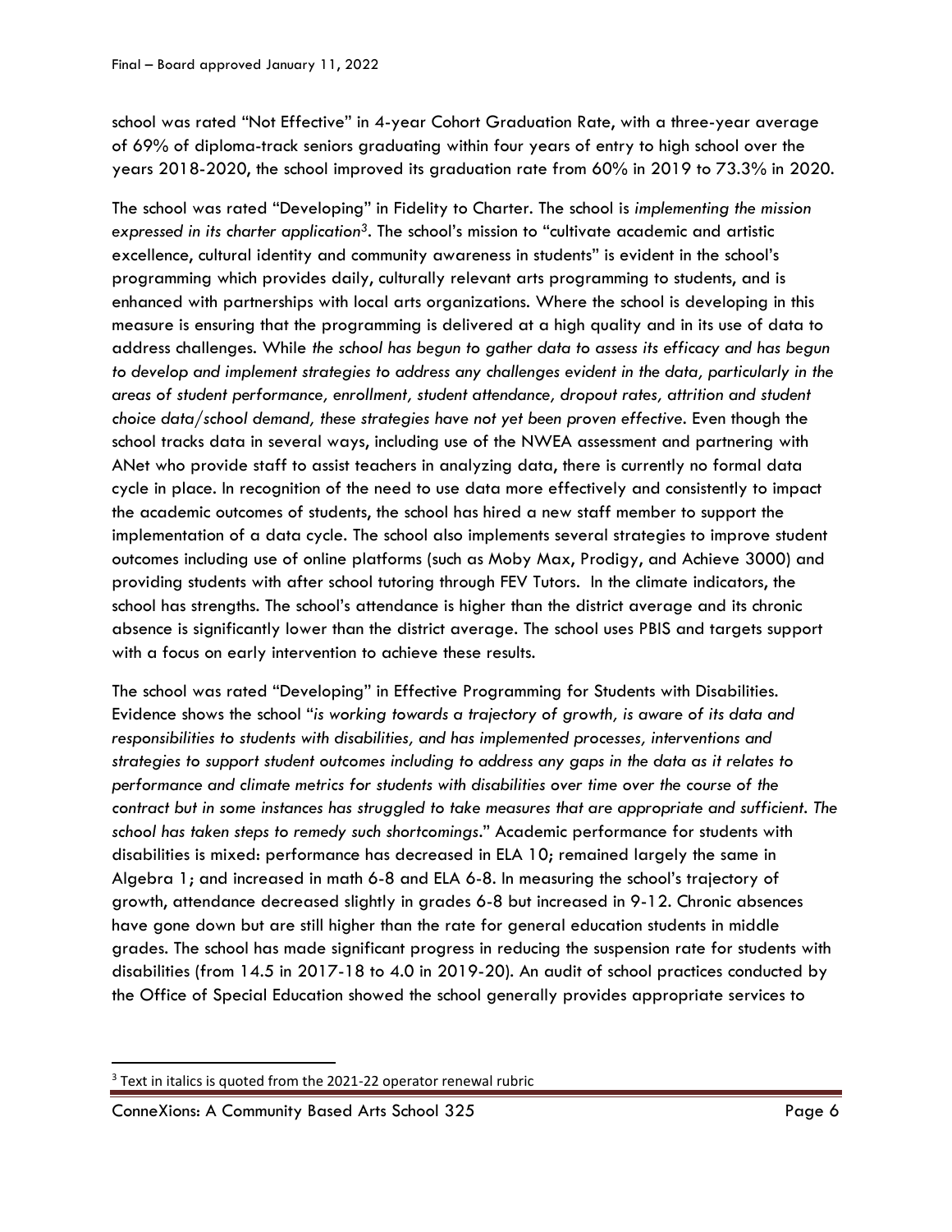school was rated “Not Effective” in 4-year Cohort Graduation Rate, with a three-year average of 69% of diploma-track seniors graduating within four years of entry to high school over the years 2018-2020, the school improved its graduation rate from 60% in 2019 to 73.3% in 2020.

The school was rated “Developing” in Fidelity to Charter. The school is *implementing the mission expressed in its charter application*[3]. The school’s mission to “cultivate academic and artistic excellence, cultural identity and community awareness in students” is evident in the school’s programming which provides daily, culturally relevant arts programming to students, and is enhanced with partnerships with local arts organizations. Where the school is developing in this measure is ensuring that the programming is delivered at a high quality and in its use of data to address challenges. While *the school has begun to gather data to assess its efficacy and has begun to develop and implement strategies to address any challenges evident in the data, particularly in the areas of student performance, enrollment, student attendance, dropout rates, attrition and student choice data/school demand, these strategies have not yet been proven effective*. Even though the school tracks data in several ways, including use of the NWEA assessment and partnering with ANet who provide staff to assist teachers in analyzing data, there is currently no formal data cycle in place. In recognition of the need to use data more effectively and consistently to impact the academic outcomes of students, the school has hired a new staff member to support the implementation of a data cycle. The school also implements several strategies to improve student outcomes including use of online platforms (such as Moby Max, Prodigy, and Achieve 3000) and providing students with after school tutoring through FEV Tutors. In the climate indicators, the school has strengths. The school’s attendance is higher than the district average and its chronic absence is significantly lower than the district average. The school uses PBIS and targets support with a focus on early intervention to achieve these results.

The school was rated “Developing” in Effective Programming for Students with Disabilities. Evidence shows the school “*is working towards a trajectory of growth, is aware of its data and responsibilities to students with disabilities, and has implemented processes, interventions and strategies to support student outcomes including to address any gaps in the data as it relates to performance and climate metrics for students with disabilities over time over the course of the contract but in some instances has struggled to take measures that are appropriate and sufficient. The school has taken steps to remedy such shortcomings*.” Academic performance for students with disabilities is mixed: performance has decreased in ELA 10; remained largely the same in Algebra 1; and increased in math 6-8 and ELA 6-8. In measuring the school’s trajectory of growth, attendance decreased slightly in grades 6-8 but increased in 9-12. Chronic absences have gone down but are still higher than the rate for general education students in middle grades. The school has made significant progress in reducing the suspension rate for students with disabilities (from 14.5 in 2017-18 to 4.0 in 2019-20). An audit of school practices conducted by the Office of Special Education showed the school generally provides appropriate services to

[3] Text in italics is quoted from the 2021-22 operator renewal rubric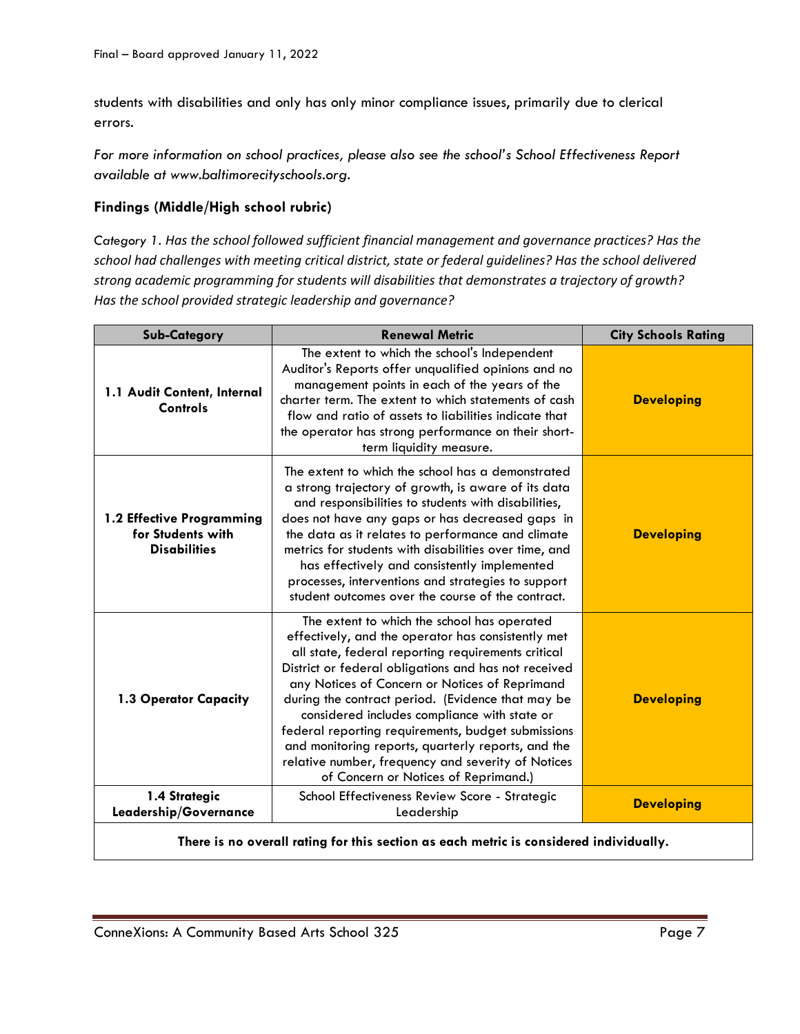students with disabilities and only has only minor compliance issues, primarily due to clerical errors.

*For more information on school practices, please also see the school's School Effectiveness Report available at www.baltimorecityschools.org.*

### Findings (Middle/High school rubric)

*Category 1. Has the school followed sufficient financial management and governance practices? Has the school had challenges with meeting critical district, state or federal guidelines? Has the school delivered strong academic programming for students will disabilities that demonstrates a trajectory of growth? Has the school provided strategic leadership and governance?*

| Sub-Category | Renewal Metric | City Schools Rating |
|---|---|---|
| **1.1 Audit Content, Internal Controls** | The extent to which the school's Independent Auditor's Reports offer unqualified opinions and no management points in each of the years of the charter term. The extent to which statements of cash flow and ratio of assets to liabilities indicate that the operator has strong performance on their short-term liquidity measure. | **Developing** |
| **1.2 Effective Programming for Students with Disabilities** | The extent to which the school has a demonstrated a strong trajectory of growth, is aware of its data and responsibilities to students with disabilities, does not have any gaps or has decreased gaps in the data as it relates to performance and climate metrics for students with disabilities over time, and has effectively and consistently implemented processes, interventions and strategies to support student outcomes over the course of the contract. | **Developing** |
| **1.3 Operator Capacity** | The extent to which the school has operated effectively, and the operator has consistently met all state, federal reporting requirements critical District or federal obligations and has not received any Notices of Concern or Notices of Reprimand during the contract period. (Evidence that may be considered includes compliance with state or federal reporting requirements, budget submissions and monitoring reports, quarterly reports, and the relative number, frequency and severity of Notices of Concern or Notices of Reprimand.) | **Developing** |
| **1.4 Strategic Leadership/Governance** | School Effectiveness Review Score - Strategic Leadership | **Developing** |
| **There is no overall rating for this section as each metric is considered individually.** | | |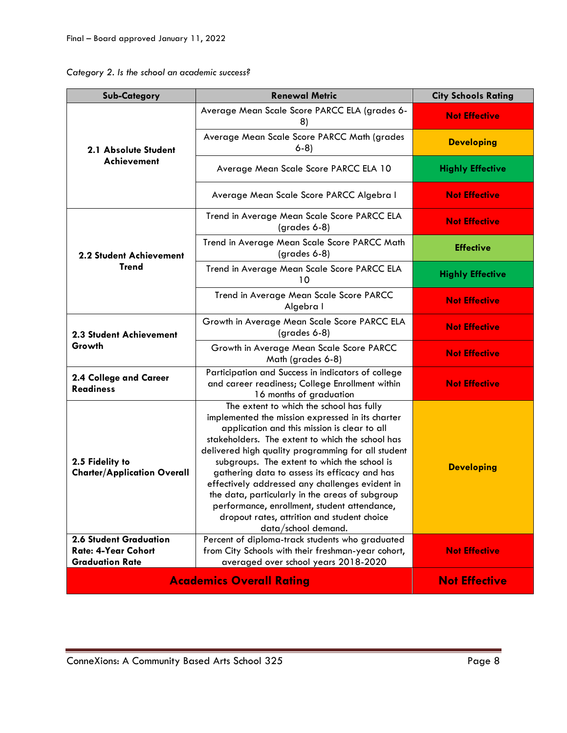*Category 2. Is the school an academic success?*

| Sub-Category | Renewal Metric | City Schools Rating |
|---|---|---|
| **2.1 Absolute Student Achievement** | Average Mean Scale Score PARCC ELA (grades 6-8) | **Not Effective** |
| | Average Mean Scale Score PARCC Math (grades 6-8) | **Developing** |
| | Average Mean Scale Score PARCC ELA 10 | **Highly Effective** |
| | Average Mean Scale Score PARCC Algebra I | **Not Effective** |
| **2.2 Student Achievement Trend** | Trend in Average Mean Scale Score PARCC ELA (grades 6-8) | **Not Effective** |
| | Trend in Average Mean Scale Score PARCC Math (grades 6-8) | **Effective** |
| | Trend in Average Mean Scale Score PARCC ELA 10 | **Highly Effective** |
| | Trend in Average Mean Scale Score PARCC Algebra I | **Not Effective** |
| **2.3 Student Achievement Growth** | Growth in Average Mean Scale Score PARCC ELA (grades 6-8) | **Not Effective** |
| | Growth in Average Mean Scale Score PARCC Math (grades 6-8) | **Not Effective** |
| **2.4 College and Career Readiness** | Participation and Success in indicators of college and career readiness; College Enrollment within 16 months of graduation | **Not Effective** |
| **2.5 Fidelity to Charter/Application Overall** | The extent to which the school has fully implemented the mission expressed in its charter application and this mission is clear to all stakeholders. The extent to which the school has delivered high quality programming for all student subgroups. The extent to which the school is gathering data to assess its efficacy and has effectively addressed any challenges evident in the data, particularly in the areas of subgroup performance, enrollment, student attendance, dropout rates, attrition and student choice data/school demand. | **Developing** |
| **2.6 Student Graduation Rate: 4-Year Cohort Graduation Rate** | Percent of diploma-track students who graduated from City Schools with their freshman-year cohort, averaged over school years 2018-2020 | **Not Effective** |
| **Academics Overall Rating** | | **Not Effective** |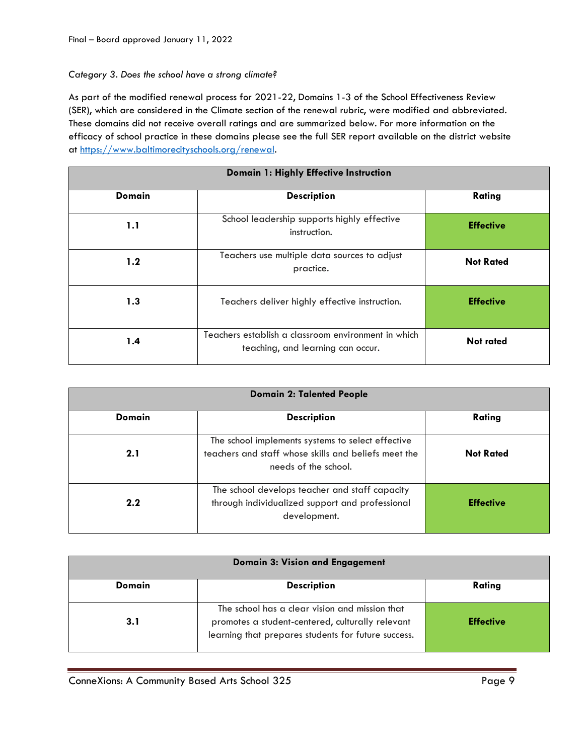*Category 3. Does the school have a strong climate?*

As part of the modified renewal process for 2021-22, Domains 1-3 of the School Effectiveness Review (SER), which are considered in the Climate section of the renewal rubric, were modified and abbreviated. These domains did not receive overall ratings and are summarized below. For more information on the efficacy of school practice in these domains please see the full SER report available on the district website at [https://www.baltimorecityschools.org/renewal](https://www.baltimorecityschools.org/renewal).

| **Domain 1: Highly Effective Instruction** | | |
|---|---|---|
| **Domain** | **Description** | **Rating** |
| **1.1** | School leadership supports highly effective instruction. | **Effective** |
| **1.2** | Teachers use multiple data sources to adjust practice. | **Not Rated** |
| **1.3** | Teachers deliver highly effective instruction. | **Effective** |
| **1.4** | Teachers establish a classroom environment in which teaching, and learning can occur. | **Not rated** |

| **Domain 2: Talented People** | | |
|---|---|---|
| **Domain** | **Description** | **Rating** |
| **2.1** | The school implements systems to select effective teachers and staff whose skills and beliefs meet the needs of the school. | **Not Rated** |
| **2.2** | The school develops teacher and staff capacity through individualized support and professional development. | **Effective** |

| **Domain 3: Vision and Engagement** | | |
|---|---|---|
| **Domain** | **Description** | **Rating** |
| **3.1** | The school has a clear vision and mission that promotes a student-centered, culturally relevant learning that prepares students for future success. | **Effective** |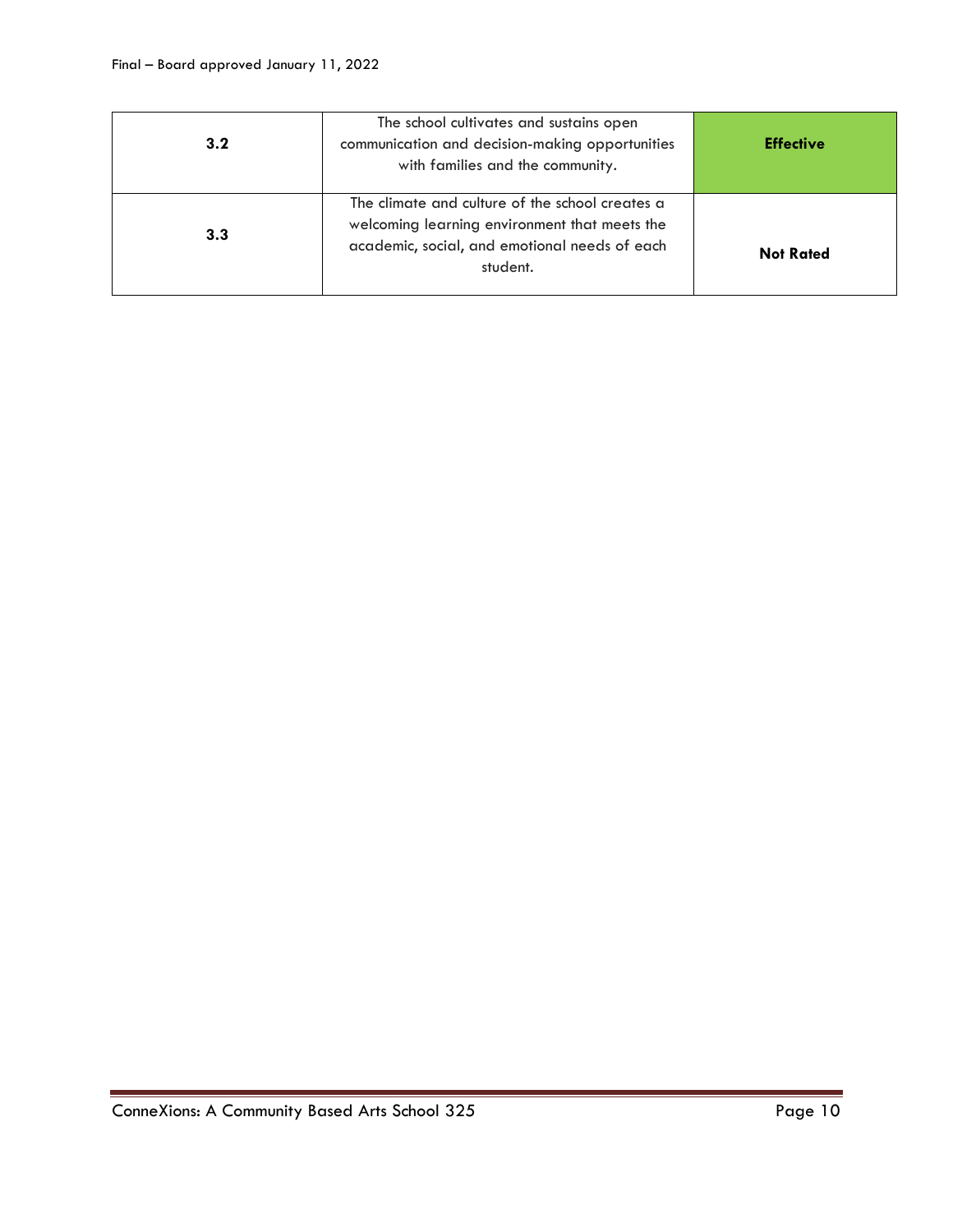| | | |
|---|---|---|
| **3.2** | The school cultivates and sustains open communication and decision-making opportunities with families and the community. | **Effective** |
| **3.3** | The climate and culture of the school creates a welcoming learning environment that meets the academic, social, and emotional needs of each student. | **Not Rated** |